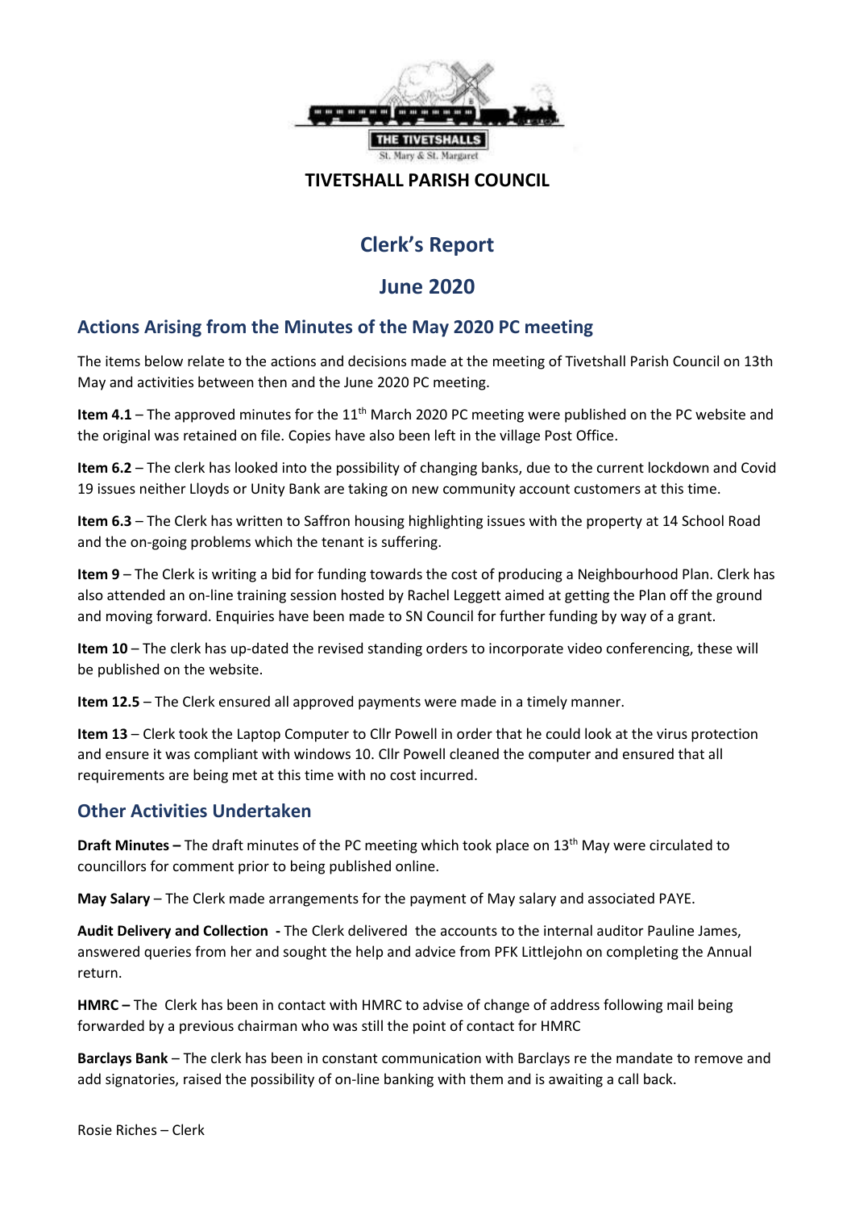THE TIVETSHALLS

St. Mary & St. Margaret

**TIVETSHALL PARISH COUNCIL**

# Clerk's Report

# June 2020

## Actions Arising from the Minutes of the May 2020 PC meeting

The items below relate to the actions and decisions made at the meeting of Tivetshall Parish Council on 13th May and activities between then and the June 2020 PC meeting.

**Item 4.1** – The approved minutes for the 11th March 2020 PC meeting were published on the PC website and the original was retained on file. Copies have also been left in the village Post Office.

**Item 6.2** – The clerk has looked into the possibility of changing banks, due to the current lockdown and Covid 19 issues neither Lloyds or Unity Bank are taking on new community account customers at this time.

**Item 6.3** – The Clerk has written to Saffron housing highlighting issues with the property at 14 School Road and the on-going problems which the tenant is suffering.

**Item 9** – The Clerk is writing a bid for funding towards the cost of producing a Neighbourhood Plan. Clerk has also attended an on-line training session hosted by Rachel Leggett aimed at getting the Plan off the ground and moving forward. Enquiries have been made to SN Council for further funding by way of a grant.

**Item 10** – The clerk has up-dated the revised standing orders to incorporate video conferencing, these will be published on the website.

**Item 12.5** – The Clerk ensured all approved payments were made in a timely manner.

**Item 13** – Clerk took the Laptop Computer to Cllr Powell in order that he could look at the virus protection and ensure it was compliant with windows 10. Cllr Powell cleaned the computer and ensured that all requirements are being met at this time with no cost incurred.

## Other Activities Undertaken

**Draft Minutes –** The draft minutes of the PC meeting which took place on 13th May were circulated to councillors for comment prior to being published online.

**May Salary** – The Clerk made arrangements for the payment of May salary and associated PAYE.

**Audit Delivery and Collection -** The Clerk delivered the accounts to the internal auditor Pauline James, answered queries from her and sought the help and advice from PFK Littlejohn on completing the Annual return.

**HMRC –** The Clerk has been in contact with HMRC to advise of change of address following mail being forwarded by a previous chairman who was still the point of contact for HMRC

**Barclays Bank** – The clerk has been in constant communication with Barclays re the mandate to remove and add signatories, raised the possibility of on-line banking with them and is awaiting a call back.

Rosie Riches – Clerk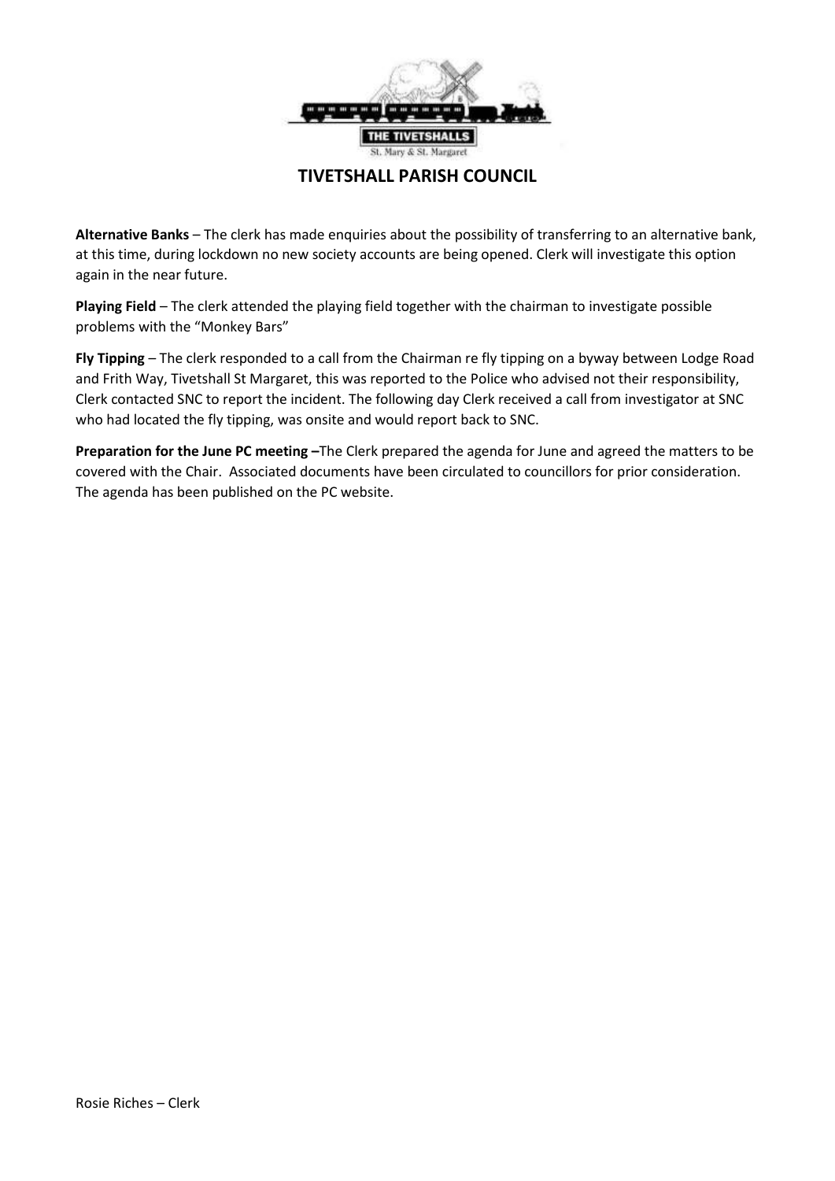# TIVETSHALL PARISH COUNCIL

**Alternative Banks** – The clerk has made enquiries about the possibility of transferring to an alternative bank, at this time, during lockdown no new society accounts are being opened. Clerk will investigate this option again in the near future.

**Playing Field** – The clerk attended the playing field together with the chairman to investigate possible problems with the "Monkey Bars"

**Fly Tipping** – The clerk responded to a call from the Chairman re fly tipping on a byway between Lodge Road and Frith Way, Tivetshall St Margaret, this was reported to the Police who advised not their responsibility, Clerk contacted SNC to report the incident. The following day Clerk received a call from investigator at SNC who had located the fly tipping, was onsite and would report back to SNC.

**Preparation for the June PC meeting –**The Clerk prepared the agenda for June and agreed the matters to be covered with the Chair. Associated documents have been circulated to councillors for prior consideration. The agenda has been published on the PC website.

Rosie Riches – Clerk